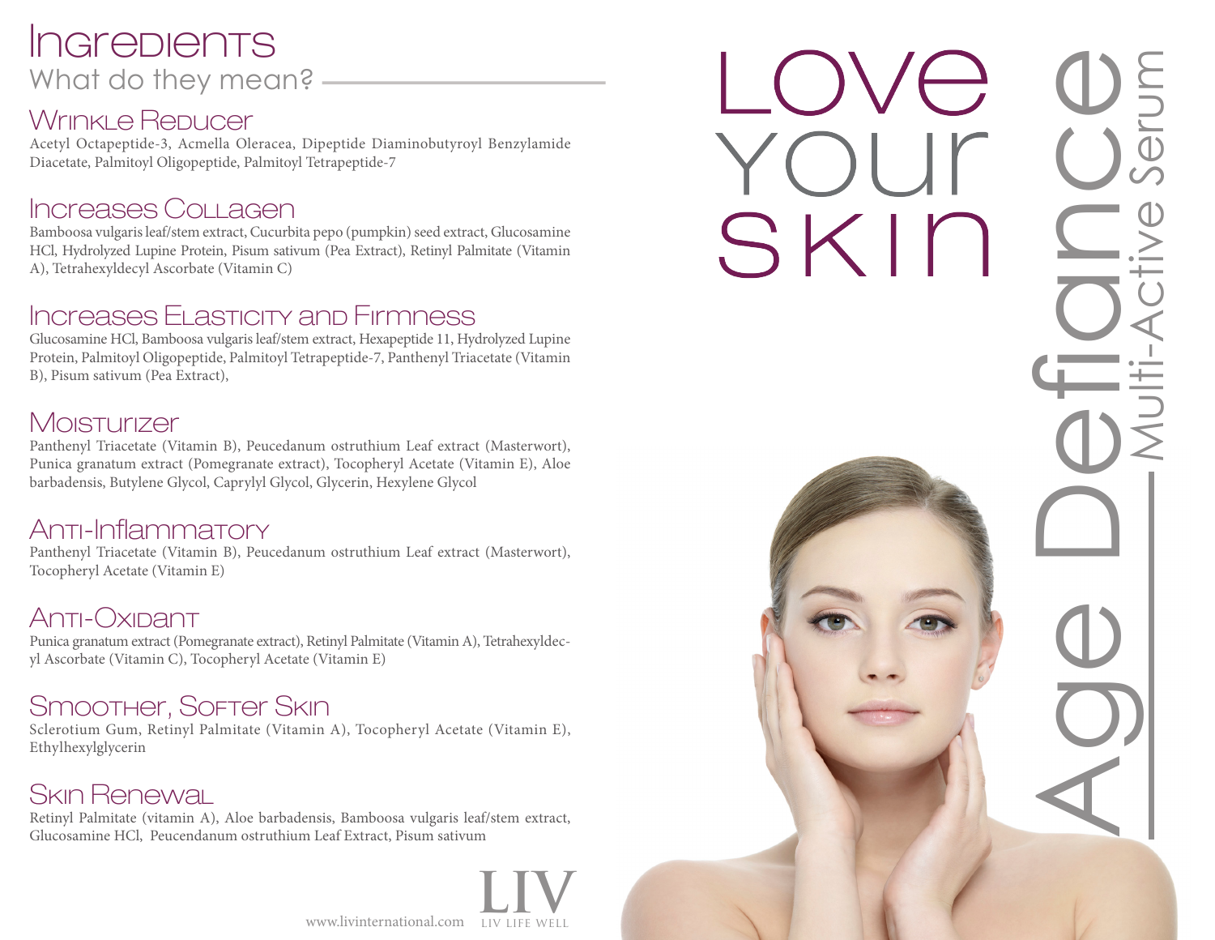# Ingredients

What do they mean?

## Wrinkle Reducer

Acetyl Octapeptide-3, Acmella Oleracea, Dipeptide Diaminobutyroyl Benzylamide Diacetate, Palmitoyl Oligopeptide, Palmitoyl Tetrapeptide-7

## Increases Collagen

Bamboosa vulgaris leaf/stem extract, Cucurbita pepo (pumpkin) seed extract, Glucosamine HCl, Hydrolyzed Lupine Protein, Pisum sativum (Pea Extract), Retinyl Palmitate (Vitamin A), Tetrahexyldecyl Ascorbate (Vitamin C)

## Increases Elasticity and Firmness

Glucosamine HCl, Bamboosa vulgaris leaf/stem extract, Hexapeptide 11, Hydrolyzed Lupine Protein, Palmitoyl Oligopeptide, Palmitoyl Tetrapeptide-7, Panthenyl Triacetate (Vitamin B), Pisum sativum (Pea Extract),

## Moisturizer

Panthenyl Triacetate (Vitamin B), Peucedanum ostruthium Leaf extract (Masterwort), Punica granatum extract (Pomegranate extract), Tocopheryl Acetate (Vitamin E), Aloe barbadensis, Butylene Glycol, Caprylyl Glycol, Glycerin, Hexylene Glycol

## Anti-Inflammatory

Panthenyl Triacetate (Vitamin B), Peucedanum ostruthium Leaf extract (Masterwort), Tocopheryl Acetate (Vitamin E)

## Anti-Oxidant

Punica granatum extract (Pomegranate extract), Retinyl Palmitate (Vitamin A), Tetrahexyldecyl Ascorbate (Vitamin C), Tocopheryl Acetate (Vitamin E)

## Smoother, Softer Skin

Sclerotium Gum, Retinyl Palmitate (Vitamin A), Tocopheryl Acetate (Vitamin E), Ethylhexylglycerin

## Skin Renewal

Retinyl Palmitate (vitamin A), Aloe barbadensis, Bamboosa vulgaris leaf/stem extract, Glucosamine HCl, Peucendanum ostruthium Leaf Extract, Pisum sativum

www.livinternational.com

LIV
LIV LIFE WELL

# Love Your Skin

# Age Defiance

Multi-Active Serum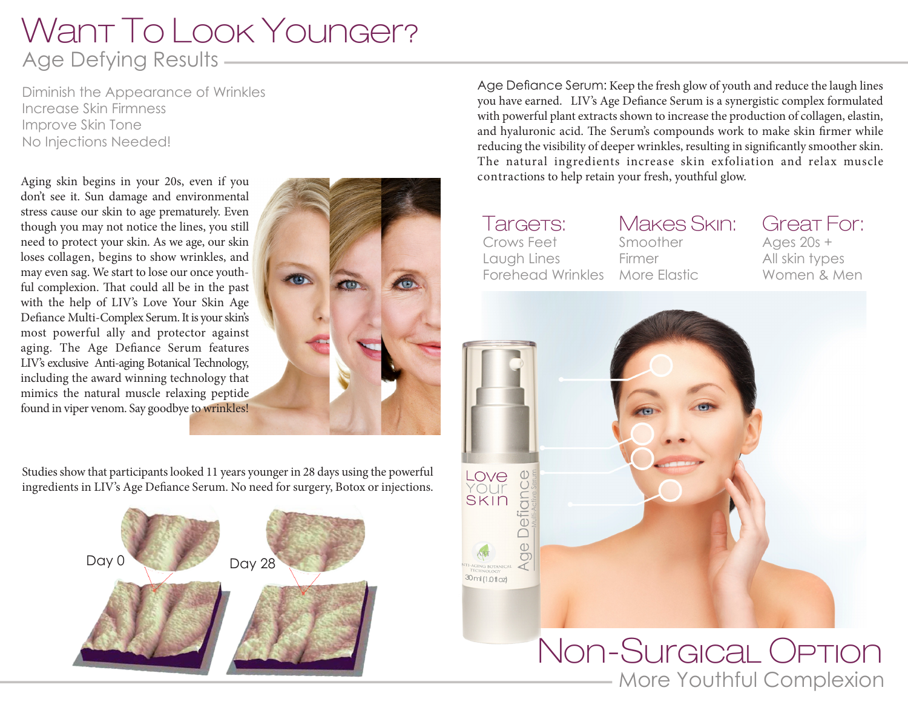# Want To Look Younger?

## Age Defying Results

Diminish the Appearance of Wrinkles
Increase Skin Firmness
Improve Skin Tone
No Injections Needed!

Aging skin begins in your 20s, even if you don't see it. Sun damage and environmental stress cause our skin to age prematurely. Even though you may not notice the lines, you still need to protect your skin. As we age, our skin loses collagen, begins to show wrinkles, and may even sag. We start to lose our once youthful complexion. That could all be in the past with the help of LIV's Love Your Skin Age Defiance Multi-Complex Serum. It is your skin's most powerful ally and protector against aging. The Age Defiance Serum features LIV's exclusive Anti-aging Botanical Technology, including the award winning technology that mimics the natural muscle relaxing peptide found in viper venom. Say goodbye to wrinkles!

Studies show that participants looked 11 years younger in 28 days using the powerful ingredients in LIV's Age Defiance Serum. No need for surgery, Botox or injections.

Day 0

Day 28

Age Defiance Serum: Keep the fresh glow of youth and reduce the laugh lines you have earned. LIV's Age Defiance Serum is a synergistic complex formulated with powerful plant extracts shown to increase the production of collagen, elastin, and hyaluronic acid. The Serum's compounds work to make skin firmer while reducing the visibility of deeper wrinkles, resulting in significantly smoother skin. The natural ingredients increase skin exfoliation and relax muscle contractions to help retain your fresh, youthful glow.

| Targets: | Makes Skin: | Great For: |
|---|---|---|
| Crows Feet | Smoother | Ages 20s + |
| Laugh Lines | Firmer | All skin types |
| Forehead Wrinkles | More Elastic | Women & Men |

Love Your Skin
Age Defiance
Multi-Active Serum
ABT
Anti-Aging Botanical Technology
30ml (1.0 fl oz)

# Non-Surgical Option

## More Youthful Complexion